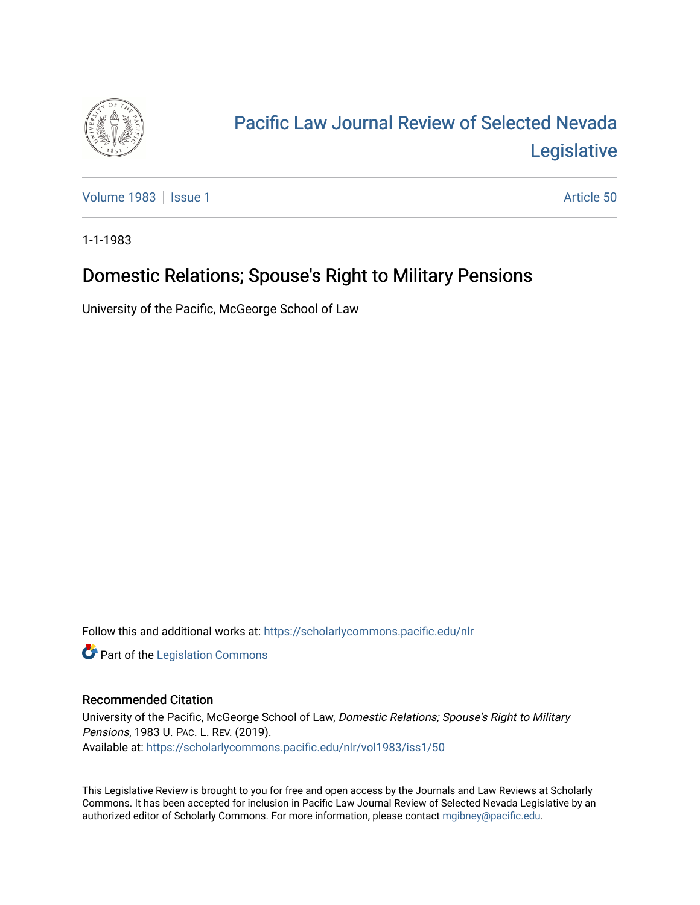# Pacific Law Journal Review of Selected Nevada Legislative

Volume 1983 | Issue 1 | Article 50

1-1-1983

## Domestic Relations; Spouse's Right to Military Pensions

University of the Pacific, McGeorge School of Law

Follow this and additional works at: https://scholarlycommons.pacific.edu/nlr

Part of the Legislation Commons

### Recommended Citation

University of the Pacific, McGeorge School of Law, *Domestic Relations; Spouse's Right to Military Pensions*, 1983 U. PAC. L. REV. (2019).
Available at: https://scholarlycommons.pacific.edu/nlr/vol1983/iss1/50

This Legislative Review is brought to you for free and open access by the Journals and Law Reviews at Scholarly Commons. It has been accepted for inclusion in Pacific Law Journal Review of Selected Nevada Legislative by an authorized editor of Scholarly Commons. For more information, please contact mgibney@pacific.edu.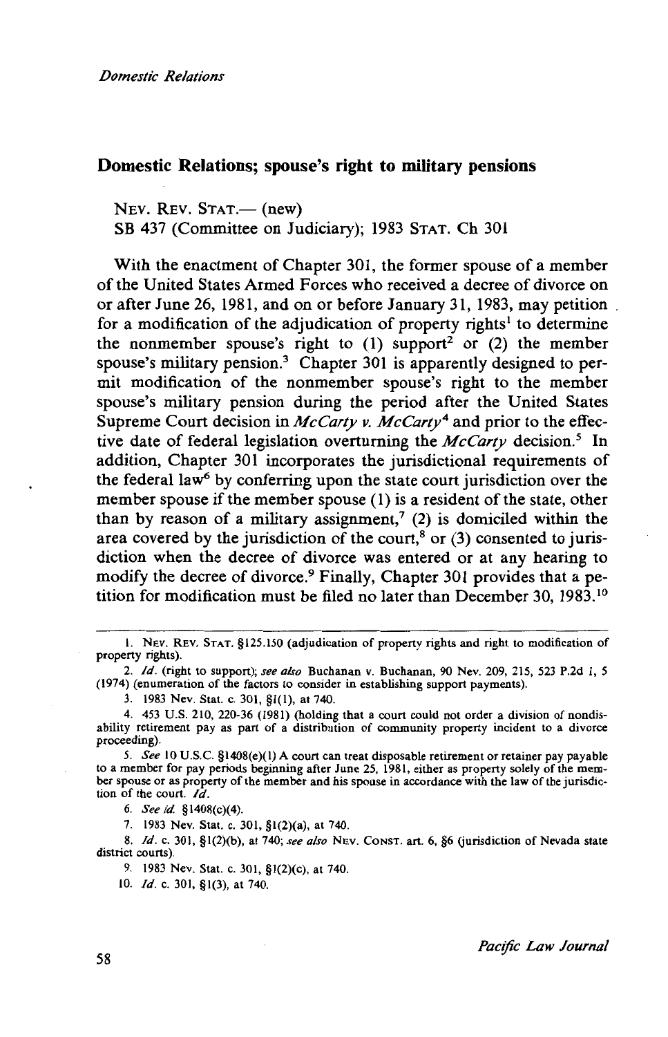## Domestic Relations; spouse's right to military pensions

NEV. REV. STAT.— (new)
SB 437 (Committee on Judiciary); 1983 STAT. Ch 301

With the enactment of Chapter 301, the former spouse of a member of the United States Armed Forces who received a decree of divorce on or after June 26, 1981, and on or before January 31, 1983, may petition for a modification of the adjudication of property rights[1] to determine the nonmember spouse's right to (1) support[2] or (2) the member spouse's military pension.[3] Chapter 301 is apparently designed to permit modification of the nonmember spouse's right to the member spouse's military pension during the period after the United States Supreme Court decision in *McCarty v. McCarty*[4] and prior to the effective date of federal legislation overturning the *McCarty* decision.[5] In addition, Chapter 301 incorporates the jurisdictional requirements of the federal law[6] by conferring upon the state court jurisdiction over the member spouse if the member spouse (1) is a resident of the state, other than by reason of a military assignment,[7] (2) is domiciled within the area covered by the jurisdiction of the court,[8] or (3) consented to jurisdiction when the decree of divorce was entered or at any hearing to modify the decree of divorce.[9] Finally, Chapter 301 provides that a petition for modification must be filed no later than December 30, 1983.[10]

---

1. NEV. REV. STAT. §125.150 (adjudication of property rights and right to modification of property rights).

2. *Id.* (right to support); *see also* Buchanan v. Buchanan, 90 Nev. 209, 215, 523 P.2d 1, 5 (1974) (enumeration of the factors to consider in establishing support payments).

3. 1983 Nev. Stat. c. 301, §1(1), at 740.

4. 453 U.S. 210, 220-36 (1981) (holding that a court could not order a division of nondisability retirement pay as part of a distribution of community property incident to a divorce proceeding).

5. *See* 10 U.S.C. §1408(e)(1) A court can treat disposable retirement or retainer pay payable to a member for pay periods beginning after June 25, 1981, either as property solely of the member spouse or as property of the member and his spouse in accordance with the law of the jurisdiction of the court. *Id.*

6. *See id.* §1408(c)(4).

7. 1983 Nev. Stat. c. 301, §1(2)(a), at 740.

8. *Id.* c. 301, §1(2)(b), at 740; *see also* NEV. CONST. art. 6, §6 (jurisdiction of Nevada state district courts).

9. 1983 Nev. Stat. c. 301, §1(2)(c), at 740.

10. *Id.* c. 301, §1(3), at 740.